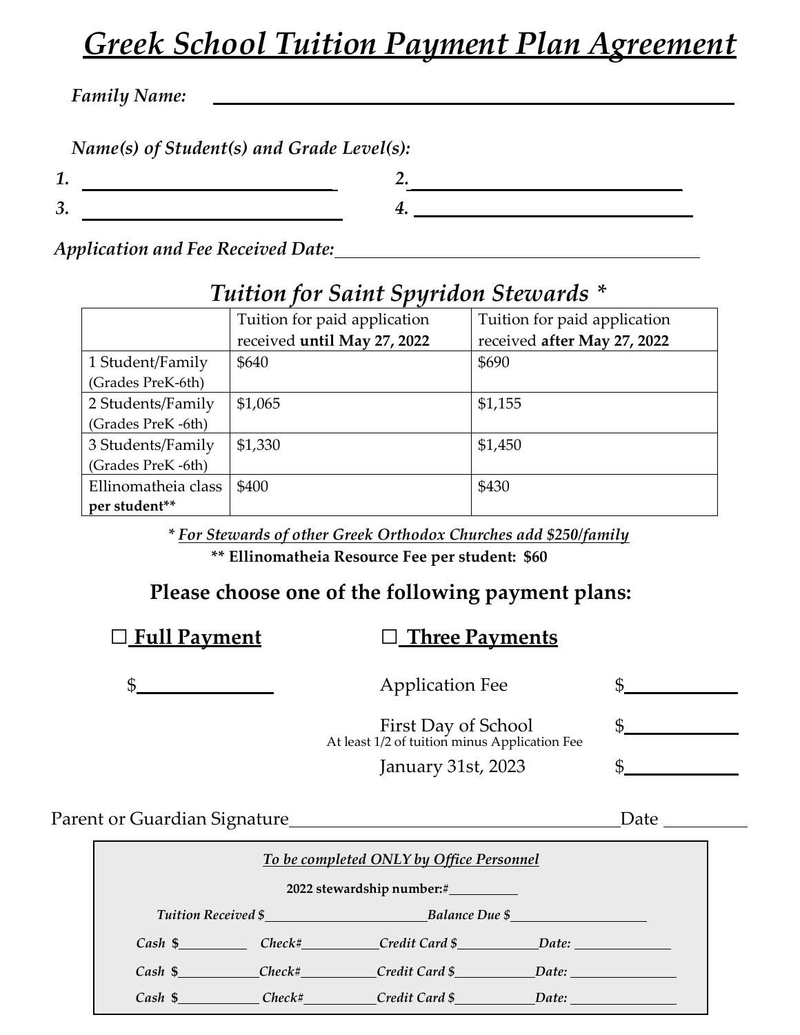# ***Greek School Tuition Payment Plan Agreement***

*Family Name:* ______________________________________________

*Name(s) of Student(s) and Grade Level(s):*

*1.* ____________________________ *2.* ____________________________

*3.* ____________________________ *4.* ____________________________

*Application and Fee Received Date:* ________________________________

## *Tuition for Saint Spyridon Stewards \**

| | Tuition for paid application received **until May 27, 2022** | Tuition for paid application received **after May 27, 2022** |
|---|---|---|
| 1 Student/Family (Grades PreK-6th) | $640 | $690 |
| 2 Students/Family (Grades PreK -6th) | $1,065 | $1,155 |
| 3 Students/Family (Grades PreK -6th) | $1,330 | $1,450 |
| Ellinomatheia class **per student\*\*** | $400 | $430 |

*\* For Stewards of other Greek Orthodox Churches add $250/family*

**\*\* Ellinomatheia Resource Fee per student: $60**

## Please choose one of the following payment plans:

☐ **Full Payment**

$______________

☐ **Three Payments**

Application Fee $____________

First Day of School $____________
At least 1/2 of tuition minus Application Fee

January 31st, 2023 $____________

Parent or Guardian Signature_________________________________ Date _________

*To be completed ONLY by Office Personnel*

**2022 stewardship number:#**__________

*Tuition Received $*________________________ *Balance Due $*____________________

*Cash* **$**__________ *Check#*___________ *Credit Card $*___________ *Date:* ______________

*Cash* **$**__________ *Check#*___________ *Credit Card $*___________ *Date:* ______________

*Cash* **$**__________ *Check#*___________ *Credit Card $*___________ *Date:* ______________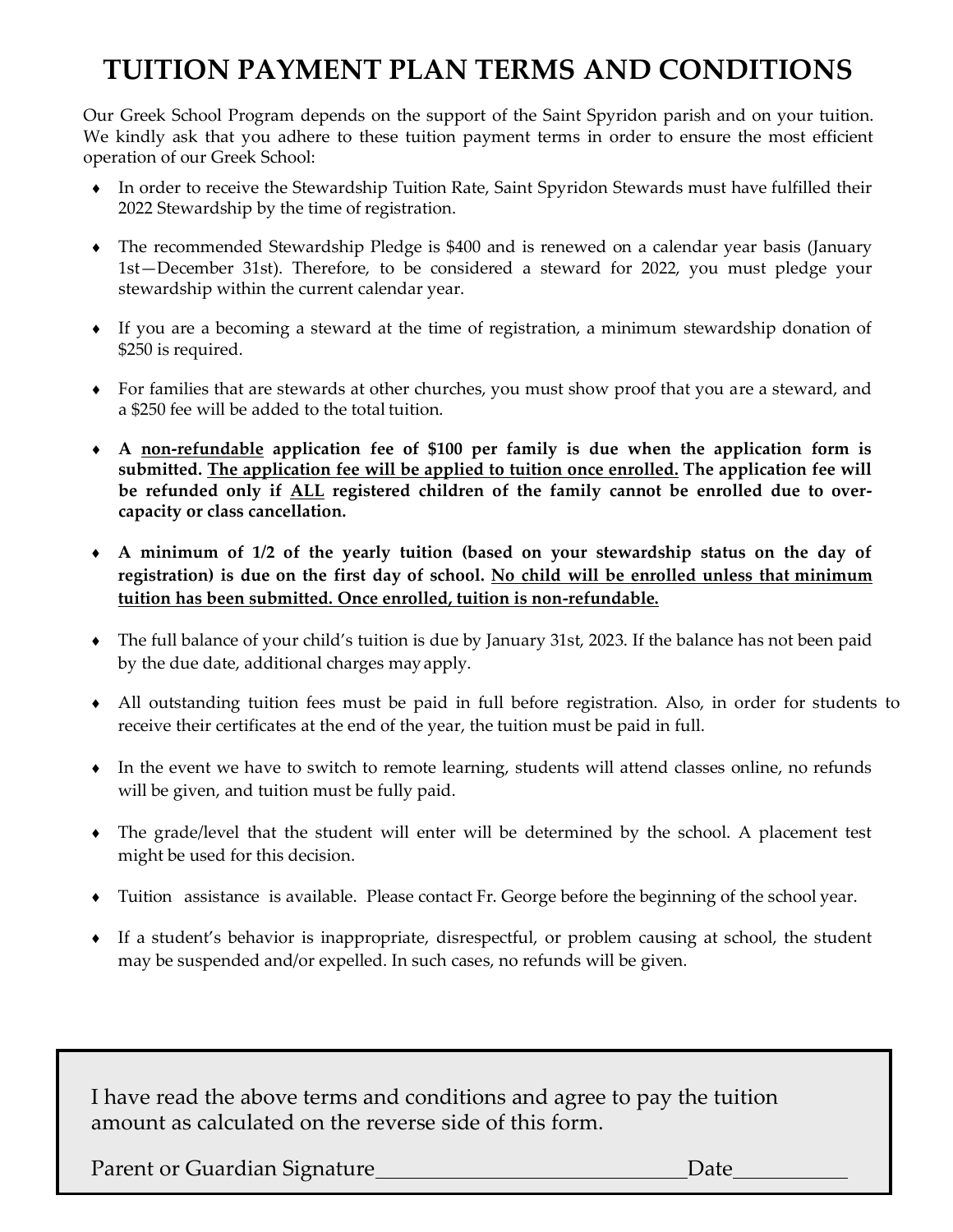# TUITION PAYMENT PLAN TERMS AND CONDITIONS

Our Greek School Program depends on the support of the Saint Spyridon parish and on your tuition. We kindly ask that you adhere to these tuition payment terms in order to ensure the most efficient operation of our Greek School:

- In order to receive the Stewardship Tuition Rate, Saint Spyridon Stewards must have fulfilled their 2022 Stewardship by the time of registration.
- The recommended Stewardship Pledge is $400 and is renewed on a calendar year basis (January 1st—December 31st). Therefore, to be considered a steward for 2022, you must pledge your stewardship within the current calendar year.
- If you are a becoming a steward at the time of registration, a minimum stewardship donation of $250 is required.
- For families that are stewards at other churches, you must show proof that you are a steward, and a $250 fee will be added to the total tuition.
- **A <u>non-refundable</u> application fee of $100 per family is due when the application form is submitted. <u>The application fee will be applied to tuition once enrolled.</u> The application fee will be refunded only if <u>ALL</u> registered children of the family cannot be enrolled due to over-capacity or class cancellation.**
- **A minimum of 1/2 of the yearly tuition (based on your stewardship status on the day of registration) is due on the first day of school. <u>No child will be enrolled unless that minimum tuition has been submitted. Once enrolled, tuition is non-refundable.</u>**
- The full balance of your child's tuition is due by January 31st, 2023. If the balance has not been paid by the due date, additional charges may apply.
- All outstanding tuition fees must be paid in full before registration. Also, in order for students to receive their certificates at the end of the year, the tuition must be paid in full.
- In the event we have to switch to remote learning, students will attend classes online, no refunds will be given, and tuition must be fully paid.
- The grade/level that the student will enter will be determined by the school. A placement test might be used for this decision.
- Tuition assistance is available. Please contact Fr. George before the beginning of the school year.
- If a student's behavior is inappropriate, disrespectful, or problem causing at school, the student may be suspended and/or expelled. In such cases, no refunds will be given.

I have read the above terms and conditions and agree to pay the tuition amount as calculated on the reverse side of this form.

Parent or Guardian Signature______________________________ Date__________